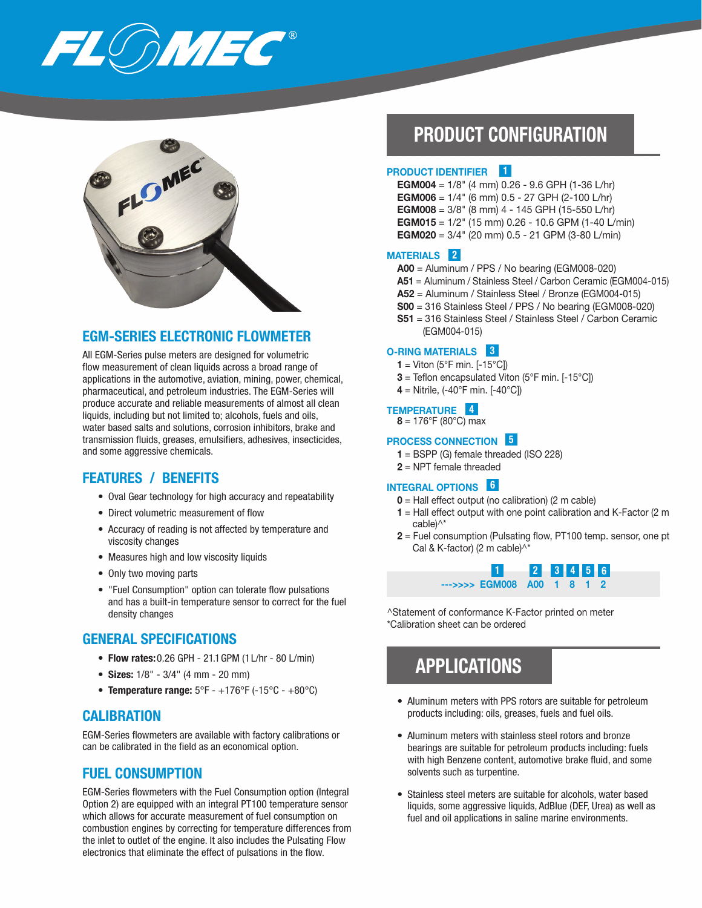# EGM-SERIES ELECTRONIC FLOWMETER

All EGM-Series pulse meters are designed for volumetric flow measurement of clean liquids across a broad range of applications in the automotive, aviation, mining, power, chemical, pharmaceutical, and petroleum industries. The EGM-Series will produce accurate and reliable measurements of almost all clean liquids, including but not limited to; alcohols, fuels and oils, water based salts and solutions, corrosion inhibitors, brake and transmission fluids, greases, emulsifiers, adhesives, insecticides, and some aggressive chemicals.

## FEATURES / BENEFITS

- Oval Gear technology for high accuracy and repeatability
- Direct volumetric measurement of flow
- Accuracy of reading is not affected by temperature and viscosity changes
- Measures high and low viscosity liquids
- Only two moving parts
- "Fuel Consumption" option can tolerate flow pulsations and has a built-in temperature sensor to correct for the fuel density changes

## GENERAL SPECIFICATIONS

- **Flow rates:** 0.26 GPH - 21.1 GPM (1 L/hr - 80 L/min)
- **Sizes:** 1/8" - 3/4" (4 mm - 20 mm)
- **Temperature range:** 5°F - +176°F (-15°C - +80°C)

## CALIBRATION

EGM-Series flowmeters are available with factory calibrations or can be calibrated in the field as an economical option.

## FUEL CONSUMPTION

EGM-Series flowmeters with the Fuel Consumption option (Integral Option 2) are equipped with an integral PT100 temperature sensor which allows for accurate measurement of fuel consumption on combustion engines by correcting for temperature differences from the inlet to outlet of the engine. It also includes the Pulsating Flow electronics that eliminate the effect of pulsations in the flow.

# PRODUCT CONFIGURATION

### PRODUCT IDENTIFIER 1

**EGM004** = 1/8" (4 mm) 0.26 - 9.6 GPH (1-36 L/hr)
**EGM006** = 1/4" (6 mm) 0.5 - 27 GPH (2-100 L/hr)
**EGM008** = 3/8" (8 mm) 4 - 145 GPH (15-550 L/hr)
**EGM015** = 1/2" (15 mm) 0.26 - 10.6 GPM (1-40 L/min)
**EGM020** = 3/4" (20 mm) 0.5 - 21 GPM (3-80 L/min)

### MATERIALS 2

**A00** = Aluminum / PPS / No bearing (EGM008-020)
**A51** = Aluminum / Stainless Steel / Carbon Ceramic (EGM004-015)
**A52** = Aluminum / Stainless Steel / Bronze (EGM004-015)
**S00** = 316 Stainless Steel / PPS / No bearing (EGM008-020)
**S51** = 316 Stainless Steel / Stainless Steel / Carbon Ceramic (EGM004-015)

### O-RING MATERIALS 3

**1** = Viton (5°F min. [-15°C])
**3** = Teflon encapsulated Viton (5°F min. [-15°C])
**4** = Nitrile, (-40°F min. [-40°C])

### TEMPERATURE 4

**8** = 176°F (80°C) max

### PROCESS CONNECTION 5

**1** = BSPP (G) female threaded (ISO 228)
**2** = NPT female threaded

### INTEGRAL OPTIONS 6

**0** = Hall effect output (no calibration) (2 m cable)
**1** = Hall effect output with one point calibration and K-Factor (2 m cable)^*
**2** = Fuel consumption (Pulsating flow, PT100 temp. sensor, one pt Cal & K-factor) (2 m cable)^*

| | 1 | 2 | 3 | 4 | 5 | 6 |
|---|---|---|---|---|---|---|
| --->>>> | EGM008 | A00 | 1 | 8 | 1 | 2 |

^Statement of conformance K-Factor printed on meter
*Calibration sheet can be ordered

# APPLICATIONS

- Aluminum meters with PPS rotors are suitable for petroleum products including: oils, greases, fuels and fuel oils.
- Aluminum meters with stainless steel rotors and bronze bearings are suitable for petroleum products including: fuels with high Benzene content, automotive brake fluid, and some solvents such as turpentine.
- Stainless steel meters are suitable for alcohols, water based liquids, some aggressive liquids, AdBlue (DEF, Urea) as well as fuel and oil applications in saline marine environments.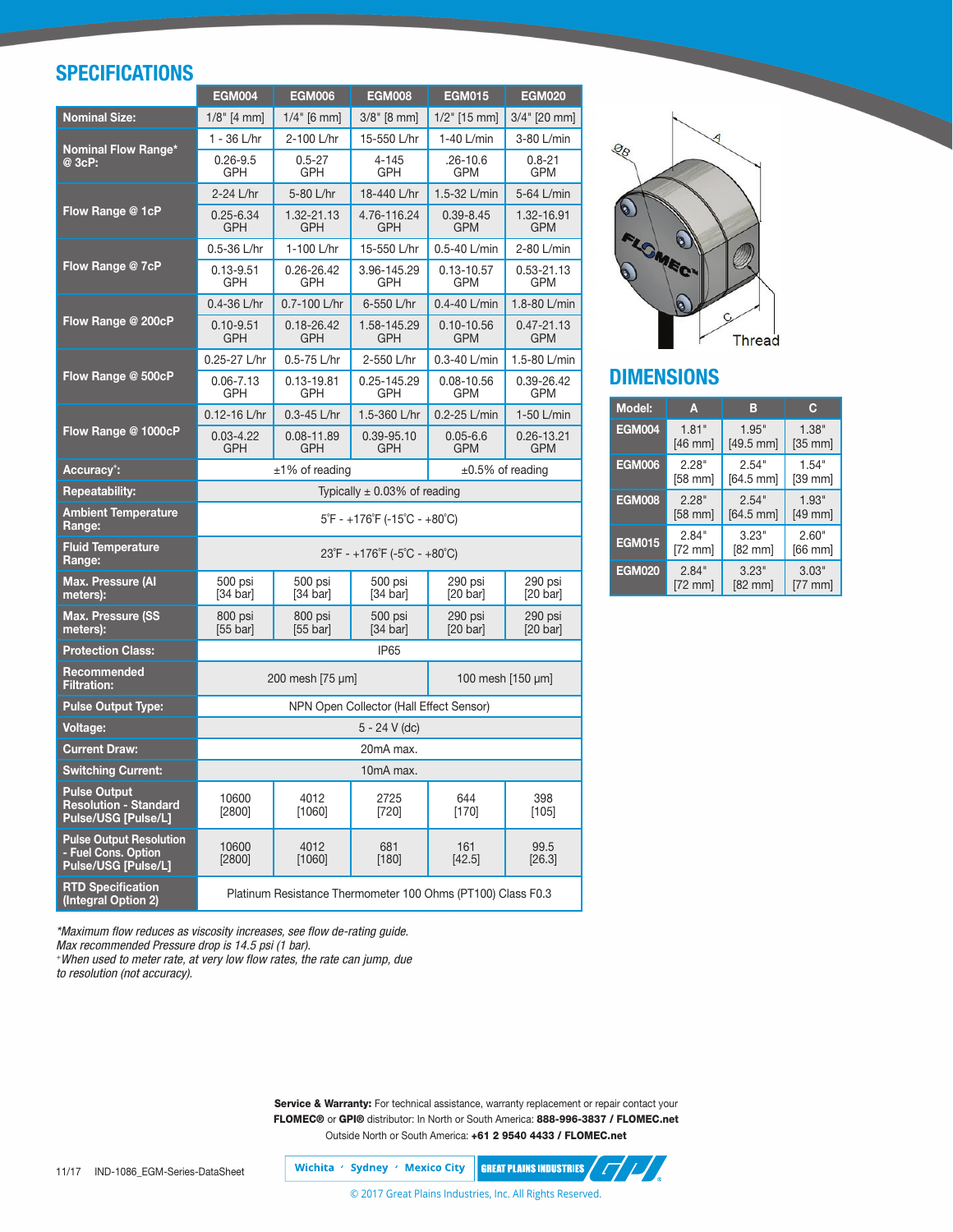## SPECIFICATIONS

| | EGM004 | EGM006 | EGM008 | EGM015 | EGM020 |
|---|---|---|---|---|---|
| Nominal Size: | 1/8" [4 mm] | 1/4" [6 mm] | 3/8" [8 mm] | 1/2" [15 mm] | 3/4" [20 mm] |
| Nominal Flow Range* @ 3cP: | 1 - 36 L/hr | 2-100 L/hr | 15-550 L/hr | 1-40 L/min | 3-80 L/min |
| | 0.26-9.5 GPH | 0.5-27 GPH | 4-145 GPH | .26-10.6 GPM | 0.8-21 GPM |
| Flow Range @ 1cP | 2-24 L/hr | 5-80 L/hr | 18-440 L/hr | 1.5-32 L/min | 5-64 L/min |
| | 0.25-6.34 GPH | 1.32-21.13 GPH | 4.76-116.24 GPH | 0.39-8.45 GPM | 1.32-16.91 GPM |
| Flow Range @ 7cP | 0.5-36 L/hr | 1-100 L/hr | 15-550 L/hr | 0.5-40 L/min | 2-80 L/min |
| | 0.13-9.51 GPH | 0.26-26.42 GPH | 3.96-145.29 GPH | 0.13-10.57 GPM | 0.53-21.13 GPM |
| Flow Range @ 200cP | 0.4-36 L/hr | 0.7-100 L/hr | 6-550 L/hr | 0.4-40 L/min | 1.8-80 L/min |
| | 0.10-9.51 GPH | 0.18-26.42 GPH | 1.58-145.29 GPH | 0.10-10.56 GPM | 0.47-21.13 GPM |
| Flow Range @ 500cP | 0.25-27 L/hr | 0.5-75 L/hr | 2-550 L/hr | 0.3-40 L/min | 1.5-80 L/min |
| | 0.06-7.13 GPH | 0.13-19.81 GPH | 0.25-145.29 GPH | 0.08-10.56 GPM | 0.39-26.42 GPM |
| Flow Range @ 1000cP | 0.12-16 L/hr | 0.3-45 L/hr | 1.5-360 L/hr | 0.2-25 L/min | 1-50 L/min |
| | 0.03-4.22 GPH | 0.08-11.89 GPH | 0.39-95.10 GPH | 0.05-6.6 GPM | 0.26-13.21 GPM |
| Accuracy+: | ±1% of reading | | | ±0.5% of reading | |
| Repeatability: | Typically ± 0.03% of reading | | | | |
| Ambient Temperature Range: | 5˚F - +176˚F (-15˚C - +80˚C) | | | | |
| Fluid Temperature Range: | 23˚F - +176˚F (-5˚C - +80˚C) | | | | |
| Max. Pressure (Al meters): | 500 psi [34 bar] | 500 psi [34 bar] | 500 psi [34 bar] | 290 psi [20 bar] | 290 psi [20 bar] |
| Max. Pressure (SS meters): | 800 psi [55 bar] | 800 psi [55 bar] | 500 psi [34 bar] | 290 psi [20 bar] | 290 psi [20 bar] |
| Protection Class: | IP65 | | | | |
| Recommended Filtration: | 200 mesh [75 µm] | | | 100 mesh [150 µm] | |
| Pulse Output Type: | NPN Open Collector (Hall Effect Sensor) | | | | |
| Voltage: | 5 - 24 V (dc) | | | | |
| Current Draw: | 20mA max. | | | | |
| Switching Current: | 10mA max. | | | | |
| Pulse Output Resolution - Standard Pulse/USG [Pulse/L] | 10600 [2800] | 4012 [1060] | 2725 [720] | 644 [170] | 398 [105] |
| Pulse Output Resolution - Fuel Cons. Option Pulse/USG [Pulse/L] | 10600 [2800] | 4012 [1060] | 681 [180] | 161 [42.5] | 99.5 [26.3] |
| RTD Specification (Integral Option 2) | Platinum Resistance Thermometer 100 Ohms (PT100) Class F0.3 | | | | |

*\*Maximum flow reduces as viscosity increases, see flow de-rating guide.*
*Max recommended Pressure drop is 14.5 psi (1 bar).*
*+When used to meter rate, at very low flow rates, the rate can jump, due to resolution (not accuracy).*

ØB
A
C
Thread

## DIMENSIONS

| Model: | A | B | C |
|---|---|---|---|
| EGM004 | 1.81" [46 mm] | 1.95" [49.5 mm] | 1.38" [35 mm] |
| EGM006 | 2.28" [58 mm] | 2.54" [64.5 mm] | 1.54" [39 mm] |
| EGM008 | 2.28" [58 mm] | 2.54" [64.5 mm] | 1.93" [49 mm] |
| EGM015 | 2.84" [72 mm] | 3.23" [82 mm] | 2.60" [66 mm] |
| EGM020 | 2.84" [72 mm] | 3.23" [82 mm] | 3.03" [77 mm] |

**Service & Warranty:** For technical assistance, warranty replacement or repair contact your **FLOMEC®** or **GPI®** distributor: In North or South America: **888-996-3837 / FLOMEC.net**
Outside North or South America: **+61 2 9540 4433 / FLOMEC.net**

11/17 IND-1086_EGM-Series-DataSheet

Wichita · Sydney · Mexico City GREAT PLAINS INDUSTRIES

© 2017 Great Plains Industries, Inc. All Rights Reserved.